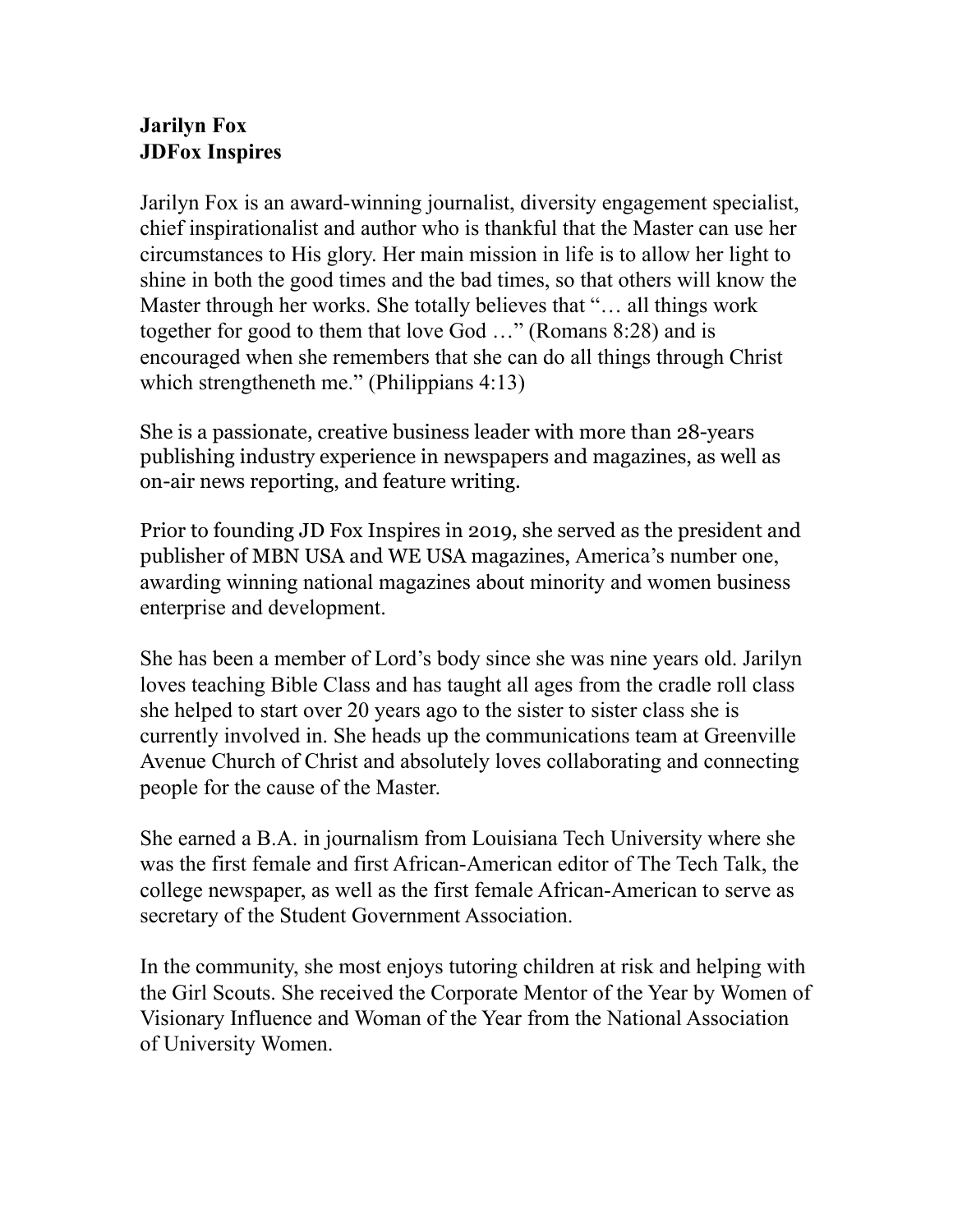**Jarilyn Fox**
**JDFox Inspires**

Jarilyn Fox is an award-winning journalist, diversity engagement specialist, chief inspirationalist and author who is thankful that the Master can use her circumstances to His glory. Her main mission in life is to allow her light to shine in both the good times and the bad times, so that others will know the Master through her works. She totally believes that "… all things work together for good to them that love God …" (Romans 8:28) and is encouraged when she remembers that she can do all things through Christ which strengtheneth me." (Philippians 4:13)

She is a passionate, creative business leader with more than 28-years publishing industry experience in newspapers and magazines, as well as on-air news reporting, and feature writing.

Prior to founding JD Fox Inspires in 2019, she served as the president and publisher of MBN USA and WE USA magazines, America's number one, awarding winning national magazines about minority and women business enterprise and development.

She has been a member of Lord's body since she was nine years old. Jarilyn loves teaching Bible Class and has taught all ages from the cradle roll class she helped to start over 20 years ago to the sister to sister class she is currently involved in. She heads up the communications team at Greenville Avenue Church of Christ and absolutely loves collaborating and connecting people for the cause of the Master.

She earned a B.A. in journalism from Louisiana Tech University where she was the first female and first African-American editor of The Tech Talk, the college newspaper, as well as the first female African-American to serve as secretary of the Student Government Association.

In the community, she most enjoys tutoring children at risk and helping with the Girl Scouts. She received the Corporate Mentor of the Year by Women of Visionary Influence and Woman of the Year from the National Association of University Women.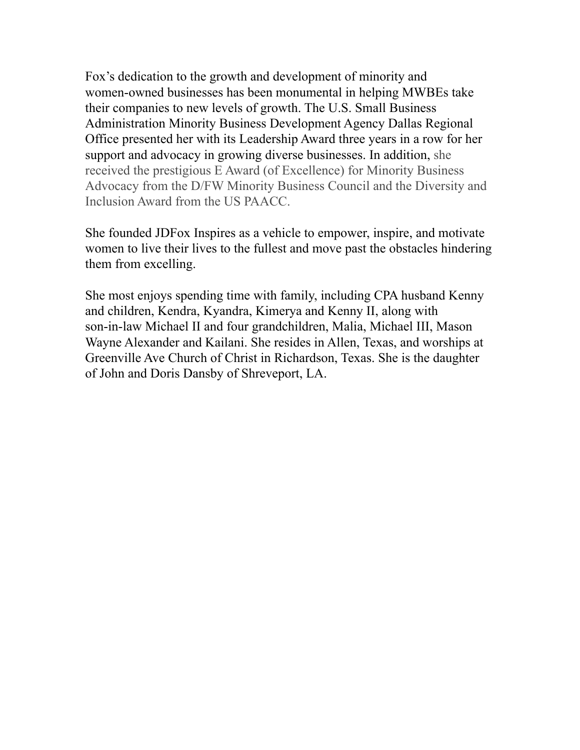Fox's dedication to the growth and development of minority and women-owned businesses has been monumental in helping MWBEs take their companies to new levels of growth. The U.S. Small Business Administration Minority Business Development Agency Dallas Regional Office presented her with its Leadership Award three years in a row for her support and advocacy in growing diverse businesses. In addition, she received the prestigious E Award (of Excellence) for Minority Business Advocacy from the D/FW Minority Business Council and the Diversity and Inclusion Award from the US PAACC.

She founded JDFox Inspires as a vehicle to empower, inspire, and motivate women to live their lives to the fullest and move past the obstacles hindering them from excelling.

She most enjoys spending time with family, including CPA husband Kenny and children, Kendra, Kyandra, Kimerya and Kenny II, along with son-in-law Michael II and four grandchildren, Malia, Michael III, Mason Wayne Alexander and Kailani. She resides in Allen, Texas, and worships at Greenville Ave Church of Christ in Richardson, Texas. She is the daughter of John and Doris Dansby of Shreveport, LA.